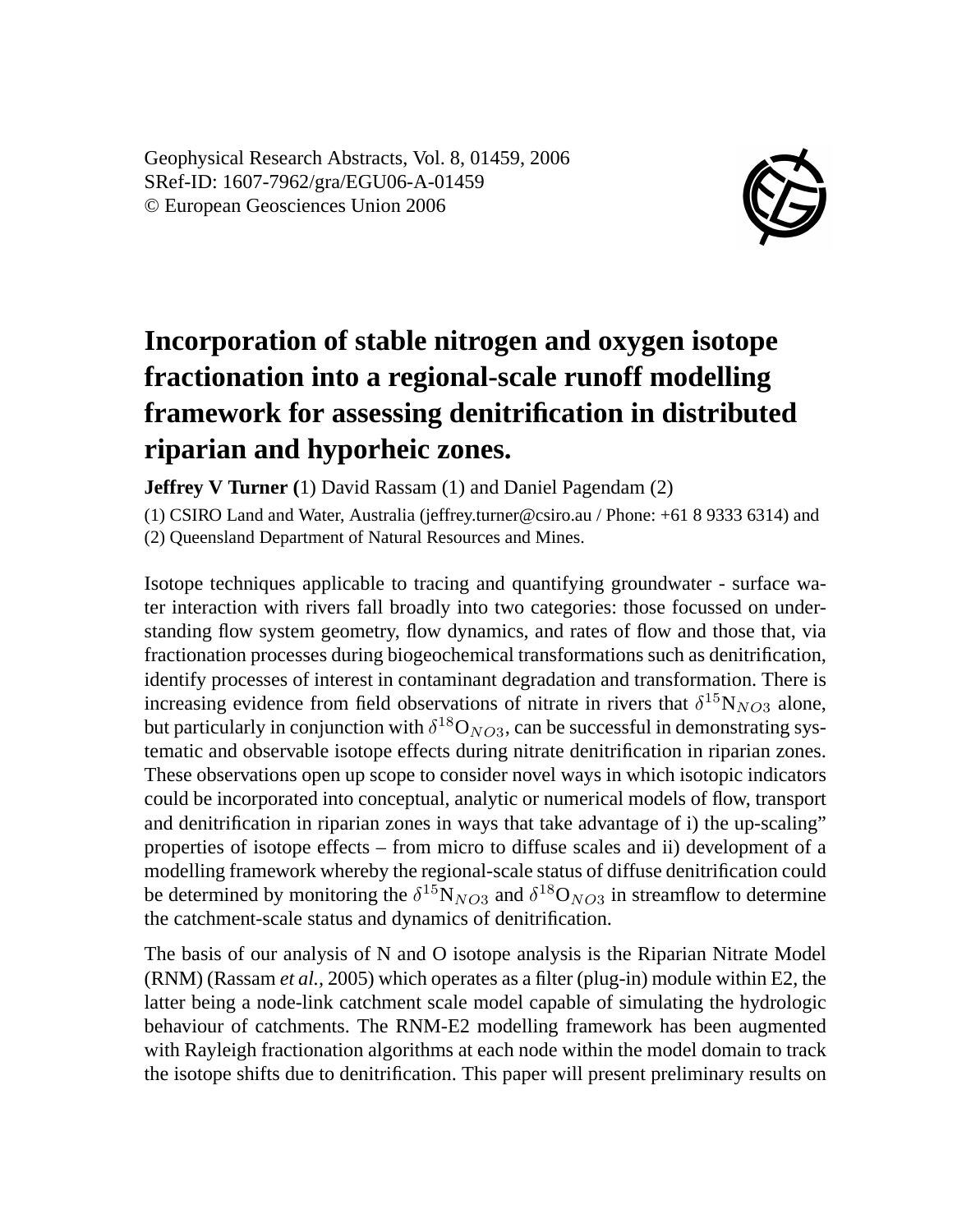Geophysical Research Abstracts, Vol. 8, 01459, 2006
SRef-ID: 1607-7962/gra/EGU06-A-01459
© European Geosciences Union 2006

# Incorporation of stable nitrogen and oxygen isotope fractionation into a regional-scale runoff modelling framework for assessing denitrification in distributed riparian and hyporheic zones.

**Jeffrey V Turner (**1) David Rassam (1) and Daniel Pagendam (2)

(1) CSIRO Land and Water, Australia (jeffrey.turner@csiro.au / Phone: +61 8 9333 6314) and (2) Queensland Department of Natural Resources and Mines.

Isotope techniques applicable to tracing and quantifying groundwater - surface water interaction with rivers fall broadly into two categories: those focussed on understanding flow system geometry, flow dynamics, and rates of flow and those that, via fractionation processes during biogeochemical transformations such as denitrification, identify processes of interest in contaminant degradation and transformation. There is increasing evidence from field observations of nitrate in rivers that $\delta^{15}N_{NO3}$ alone, but particularly in conjunction with $\delta^{18}O_{NO3}$, can be successful in demonstrating systematic and observable isotope effects during nitrate denitrification in riparian zones. These observations open up scope to consider novel ways in which isotopic indicators could be incorporated into conceptual, analytic or numerical models of flow, transport and denitrification in riparian zones in ways that take advantage of i) the up-scaling" properties of isotope effects – from micro to diffuse scales and ii) development of a modelling framework whereby the regional-scale status of diffuse denitrification could be determined by monitoring the $\delta^{15}N_{NO3}$ and $\delta^{18}O_{NO3}$ in streamflow to determine the catchment-scale status and dynamics of denitrification.

The basis of our analysis of N and O isotope analysis is the Riparian Nitrate Model (RNM) (Rassam *et al.*, 2005) which operates as a filter (plug-in) module within E2, the latter being a node-link catchment scale model capable of simulating the hydrologic behaviour of catchments. The RNM-E2 modelling framework has been augmented with Rayleigh fractionation algorithms at each node within the model domain to track the isotope shifts due to denitrification. This paper will present preliminary results on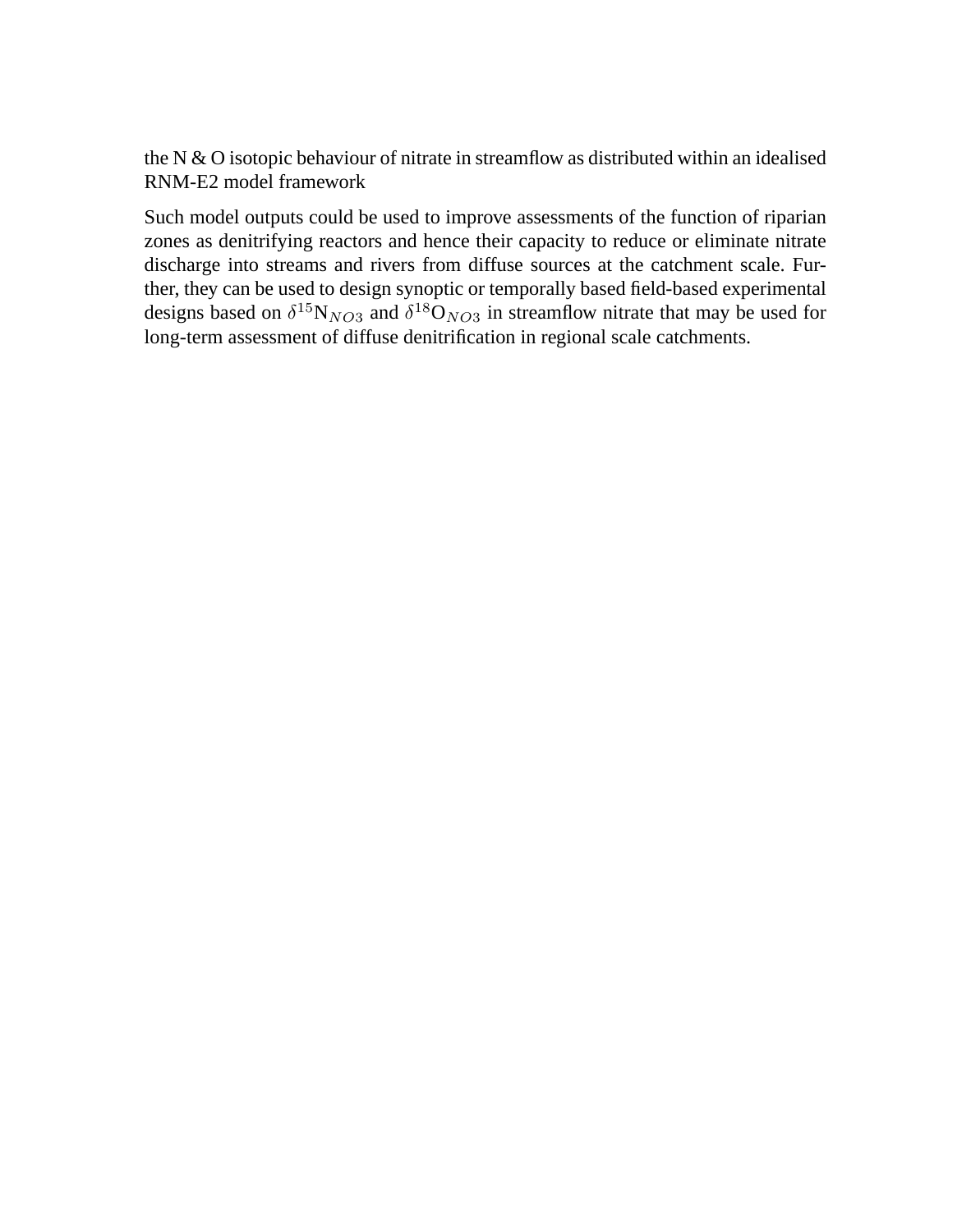the N & O isotopic behaviour of nitrate in streamflow as distributed within an idealised RNM-E2 model framework

Such model outputs could be used to improve assessments of the function of riparian zones as denitrifying reactors and hence their capacity to reduce or eliminate nitrate discharge into streams and rivers from diffuse sources at the catchment scale. Further, they can be used to design synoptic or temporally based field-based experimental designs based on $\delta^{15}N_{NO3}$ and $\delta^{18}O_{NO3}$ in streamflow nitrate that may be used for long-term assessment of diffuse denitrification in regional scale catchments.